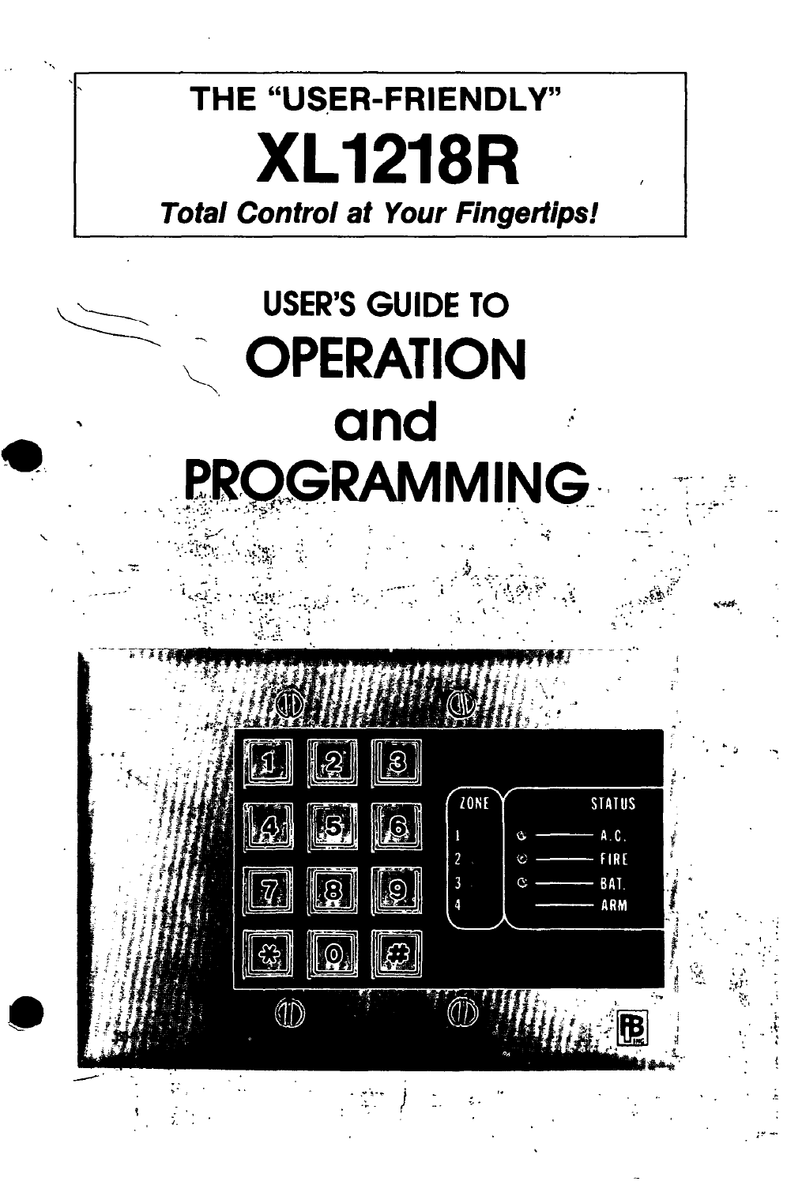# THE "USER-FRIENDLY"

# XL1218R

***Total Control at Your Fingertips!***

## USER'S GUIDE TO

# OPERATION
# and
# PROGRAMMING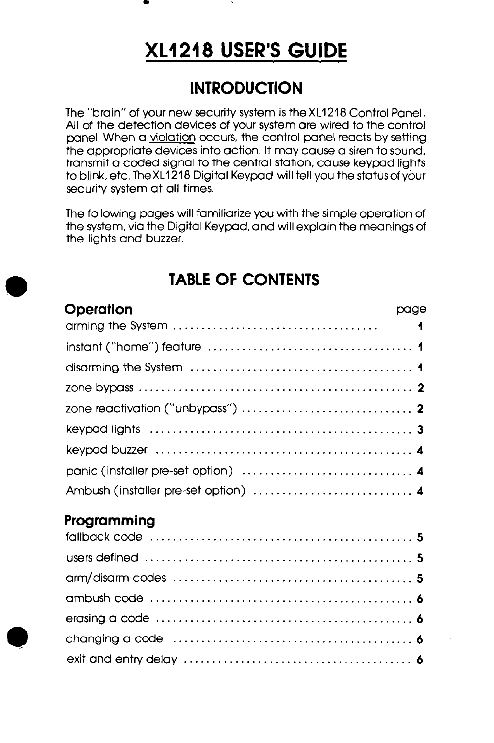# XL1218 USER'S GUIDE

## INTRODUCTION

The "brain" of your new security system is the XL1218 Control Panel. All of the detection devices of your system are wired to the control panel. When a violation occurs, the control panel reacts by setting the appropriate devices into action. It may cause a siren to sound, transmit a coded signal to the central station, cause keypad lights to blink, etc. The XL1218 Digital Keypad will tell you the status of your security system at all times.

The following pages will familiarize you with the simple operation of the system, via the Digital Keypad, and will explain the meanings of the lights and buzzer.

## TABLE OF CONTENTS

### Operation

| | page |
|---|---|
| arming the System | 1 |
| instant ("home") feature | 1 |
| disarming the System | 1 |
| zone bypass | 2 |
| zone reactivation ("unbypass") | 2 |
| keypad lights | 3 |
| keypad buzzer | 4 |
| panic (installer pre-set option) | 4 |
| Ambush (installer pre-set option) | 4 |

### Programming

| | |
|---|---|
| fallback code | 5 |
| users defined | 5 |
| arm/disarm codes | 5 |
| ambush code | 6 |
| erasing a code | 6 |
| changing a code | 6 |
| exit and entry delay | 6 |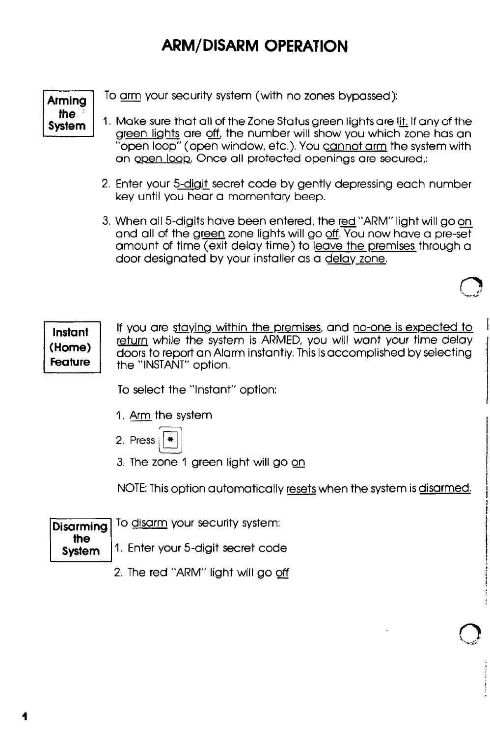# ARM/DISARM OPERATION

**Arming the System**

To arm your security system (with no zones bypassed):

1. Make sure that all of the Zone Status green lights are lit. If any of the green lights are off, the number will show you which zone has an "open loop" (open window, etc.). You cannot arm the system with an open loop. Once all protected openings are secured,:
2. Enter your 5-digit secret code by gently depressing each number key until you hear a momentary beep.
3. When all 5-digits have been entered, the red "ARM" light will go on and all of the green zone lights will go off. You now have a pre-set amount of time (exit delay time) to leave the premises through a door designated by your installer as a delay zone.

**Instant (Home) Feature**

If you are staying within the premises, and no-one is expected to return while the system is ARMED, you will want your time delay doors to report an Alarm instantly. This is accomplished by selecting the "INSTANT" option.

To select the "Instant" option:

1. Arm the system
2. Press [*]
3. The zone 1 green light will go on

NOTE: This option automatically resets when the system is disarmed.

**Disarming the System**

To disarm your security system:

1. Enter your 5-digit secret code
2. The red "ARM" light will go off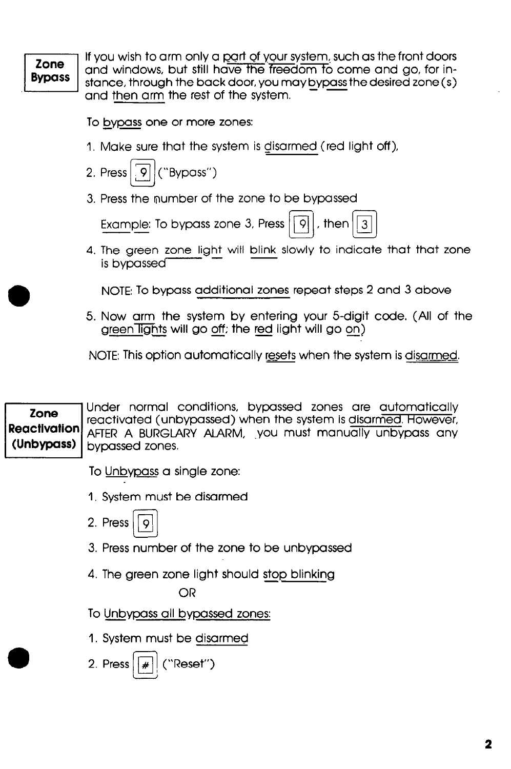## Zone Bypass

If you wish to arm only a part of your system, such as the front doors and windows, but still have the freedom to come and go, for instance, through the back door, you may bypass the desired zone(s) and then arm the rest of the system.

To bypass one or more zones:

1. Make sure that the system is disarmed (red light off),
2. Press [9] ("Bypass")
3. Press the number of the zone to be bypassed

   Example: To bypass zone 3, Press [9], then [3]

4. The green zone light will blink slowly to indicate that that zone is bypassed

   NOTE: To bypass additional zones repeat steps 2 and 3 above

5. Now arm the system by entering your 5-digit code. (All of the green lights will go off; the red light will go on)

NOTE: This option automatically resets when the system is disarmed.

## Zone Reactivation (Unbypass)

Under normal conditions, bypassed zones are automatically reactivated (unbypassed) when the system is disarmed. However, AFTER A BURGLARY ALARM, you must manually unbypass any bypassed zones.

To Unbypass a single zone:

1. System must be disarmed
2. Press [9]
3. Press number of the zone to be unbypassed
4. The green zone light should stop blinking

OR

To Unbypass all bypassed zones:

1. System must be disarmed
2. Press [#] ("Reset")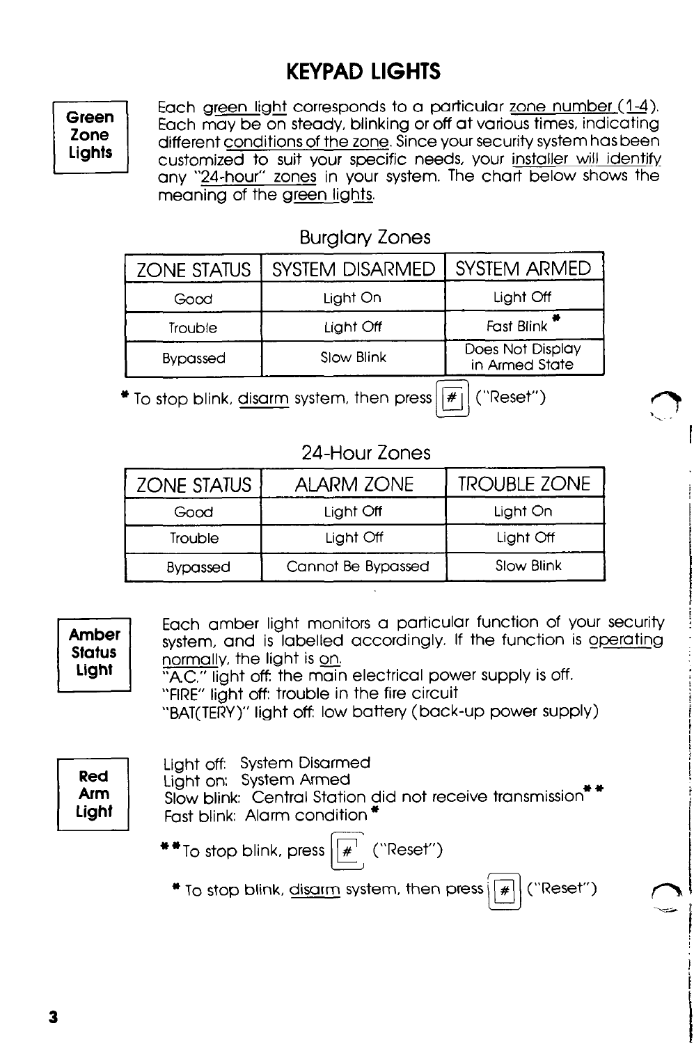# KEYPAD LIGHTS

**Green Zone Lights**

Each green light corresponds to a particular zone number (1-4). Each may be on steady, blinking or off at various times, indicating different conditions of the zone. Since your security system has been customized to suit your specific needs, your installer will identify any "24-hour" zones in your system. The chart below shows the meaning of the green lights.

Burglary Zones

| ZONE STATUS | SYSTEM DISARMED | SYSTEM ARMED |
|---|---|---|
| Good | Light On | Light Off |
| Trouble | Light Off | Fast Blink * |
| Bypassed | Slow Blink | Does Not Display in Armed State |

* To stop blink, disarm system, then press [#] ("Reset")

24-Hour Zones

| ZONE STATUS | ALARM ZONE | TROUBLE ZONE |
|---|---|---|
| Good | Light Off | Light On |
| Trouble | Light Off | Light Off |
| Bypassed | Cannot Be Bypassed | Slow Blink |

**Amber Status Light**

Each amber light monitors a particular function of your security system, and is labelled accordingly. If the function is operating normally, the light is on.
"A.C." light off: the main electrical power supply is off.
"FIRE" light off: trouble in the fire circuit
"BAT(TERY)" light off: low battery (back-up power supply)

**Red Arm Light**

Light off: System Disarmed
Light on: System Armed
Slow blink: Central Station did not receive transmission**
Fast blink: Alarm condition *

** To stop blink, press [#] ("Reset")

* To stop blink, disarm system, then press [#] ("Reset")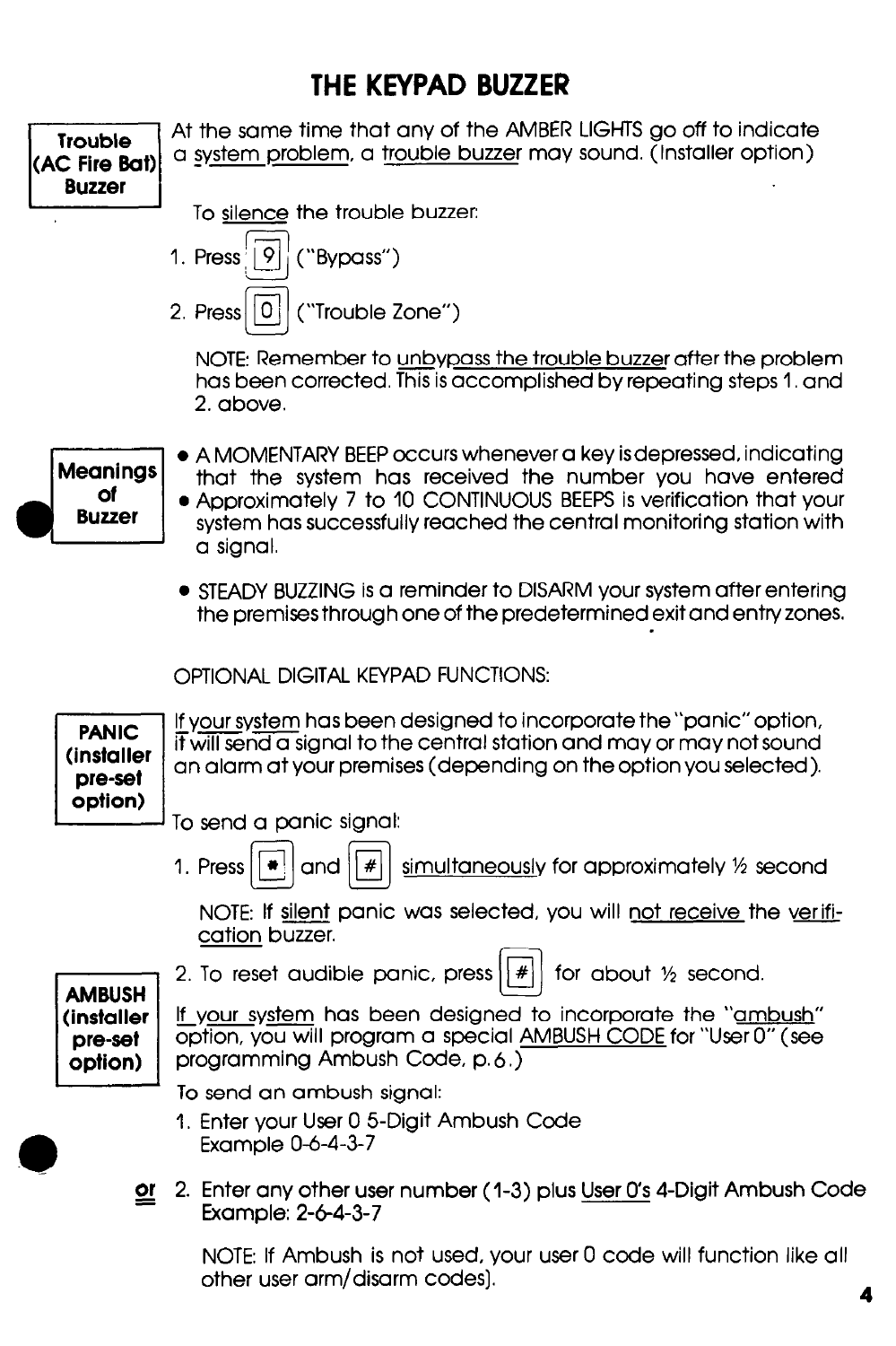# THE KEYPAD BUZZER

**Trouble (AC Fire Bat) Buzzer**

At the same time that any of the AMBER LIGHTS go off to indicate a system problem, a trouble buzzer may sound. (Installer option)

To silence the trouble buzzer:

1. Press [9] ("Bypass")
2. Press [0] ("Trouble Zone")

NOTE: Remember to unbypass the trouble buzzer after the problem has been corrected. This is accomplished by repeating steps 1. and 2. above.

**Meanings of Buzzer**

- A MOMENTARY BEEP occurs whenever a key is depressed, indicating that the system has received the number you have entered
- Approximately 7 to 10 CONTINUOUS BEEPS is verification that your system has successfully reached the central monitoring station with a signal.
- STEADY BUZZING is a reminder to DISARM your system after entering the premises through one of the predetermined exit and entry zones.

OPTIONAL DIGITAL KEYPAD FUNCTIONS:

**PANIC (installer pre-set option)**

If your system has been designed to incorporate the "panic" option, it will send a signal to the central station and may or may not sound an alarm at your premises (depending on the option you selected).

To send a panic signal:

1. Press [*] and [#] simultaneously for approximately ½ second

   NOTE: If silent panic was selected, you will not receive the verification buzzer.

2. To reset audible panic, press [#] for about ½ second.

**AMBUSH (installer pre-set option)**

If your system has been designed to incorporate the "ambush" option, you will program a special AMBUSH CODE for "User 0" (see programming Ambush Code, p.6.)

To send an ambush signal:

1. Enter your User 0 5-Digit Ambush Code
   Example 0-6-4-3-7

**or** 2. Enter any other user number (1-3) plus User 0's 4-Digit Ambush Code
   Example: 2-6-4-3-7

   NOTE: If Ambush is not used, your user 0 code will function like all other user arm/disarm codes).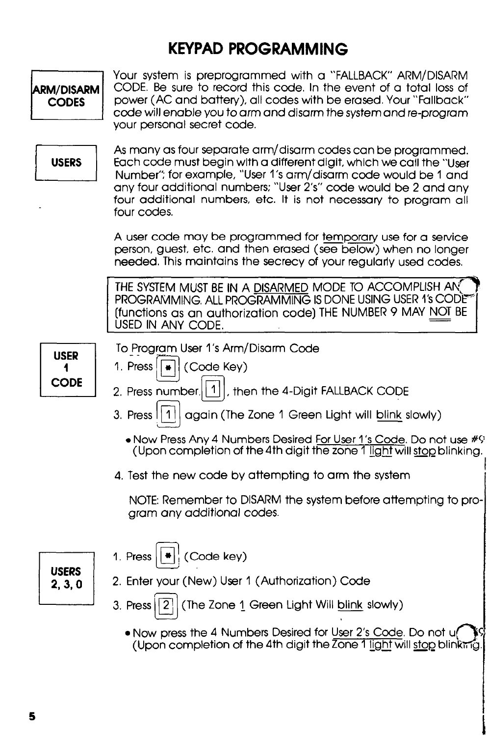# KEYPAD PROGRAMMING

**ARM/DISARM CODES**

Your system is preprogrammed with a "FALLBACK" ARM/DISARM CODE. Be sure to record this code. In the event of a total loss of power (AC and battery), all codes with be erased. Your "Fallback" code will enable you to arm and disarm the system and re-program your personal secret code.

**USERS**

As many as four separate arm/disarm codes can be programmed. Each code must begin with a different digit, which we call the "User Number"; for example, "User 1's arm/disarm code would be 1 and any four additional numbers; "User 2's" code would be 2 and any four additional numbers, etc. It is not necessary to program all four codes.

A user code may be programmed for temporary use for a service person, guest, etc. and then erased (see below) when no longer needed. This maintains the secrecy of your regularly used codes.

> THE SYSTEM MUST BE IN A DISARMED MODE TO ACCOMPLISH ANY PROGRAMMING. ALL PROGRAMMING IS DONE USING USER 1's CODE (functions as an authorization code) THE NUMBER 9 MAY NOT BE USED IN ANY CODE.

**USER 1 CODE**

To Program User 1's Arm/Disarm Code

1. Press [*] (Code Key)
2. Press number [1], then the 4-Digit FALLBACK CODE
3. Press [1] again (The Zone 1 Green Light will blink slowly)
   - Now Press Any 4 Numbers Desired For User 1's Code. Do not use #9 (Upon completion of the 4th digit the zone 1 light will stop blinking.
4. Test the new code by attempting to arm the system

   NOTE: Remember to DISARM the system before attempting to program any additional codes.

**USERS 2, 3, 0**

1. Press [*] (Code key)
2. Enter your (New) User 1 (Authorization) Code
3. Press [2] (The Zone 1 Green Light Will blink slowly)
   - Now press the 4 Numbers Desired for User 2's Code. Do not use #9 (Upon completion of the 4th digit the Zone 1 light will stop blinking.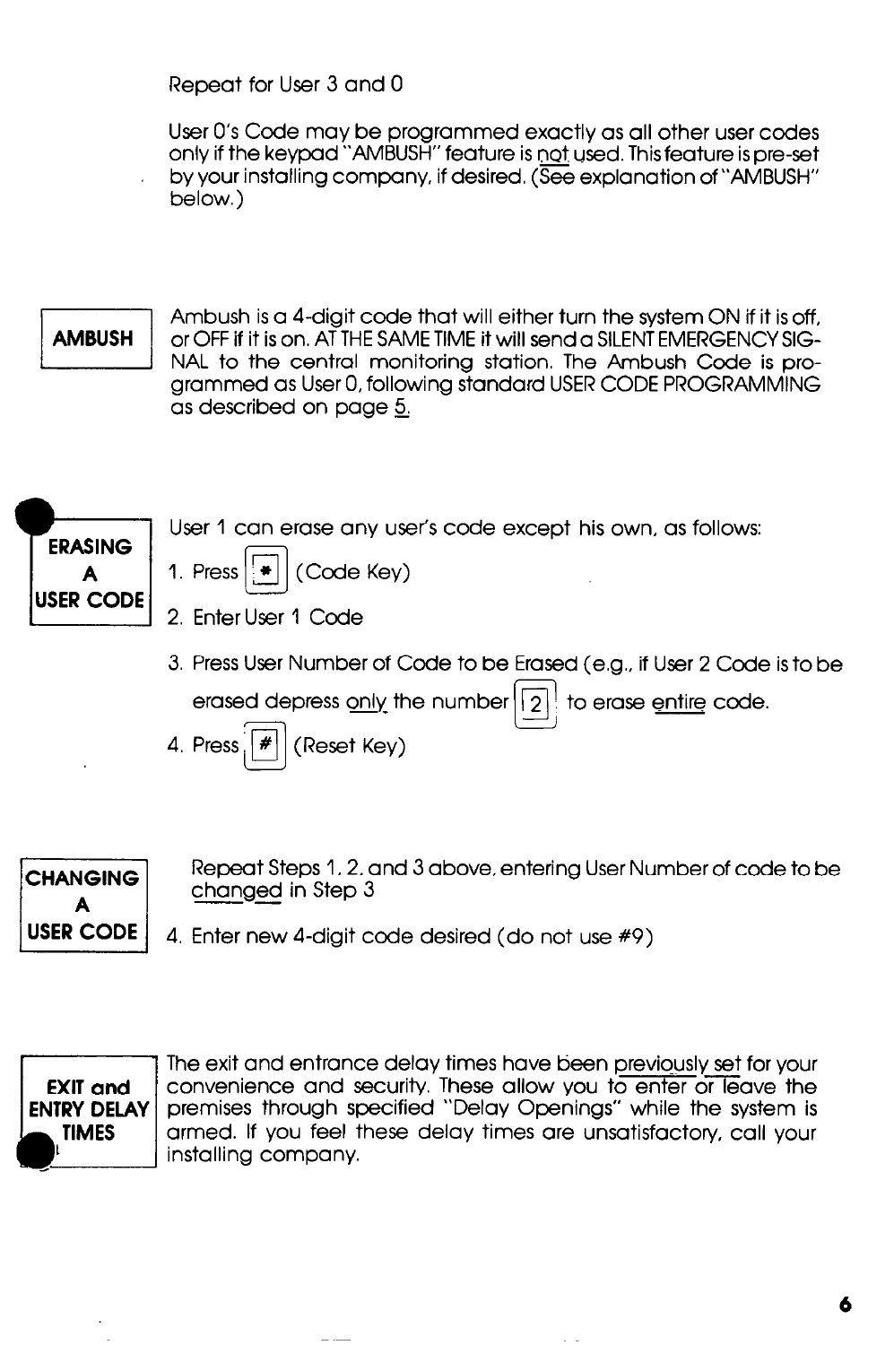Repeat for User 3 and 0

User 0's Code may be programmed exactly as all other user codes only if the keypad "AMBUSH" feature is not used. This feature is pre-set by your installing company, if desired. (See explanation of "AMBUSH" below.)

## AMBUSH

Ambush is a 4-digit code that will either turn the system ON if it is off, or OFF if it is on. AT THE SAME TIME it will send a SILENT EMERGENCY SIGNAL to the central monitoring station. The Ambush Code is programmed as User 0, following standard USER CODE PROGRAMMING as described on page 5.

## ERASING A USER CODE

User 1 can erase any user's code except his own, as follows:

1. Press [*] (Code Key)
2. Enter User 1 Code
3. Press User Number of Code to be Erased (e.g., if User 2 Code is to be erased depress only the number [2] to erase entire code.
4. Press [#] (Reset Key)

## CHANGING A USER CODE

Repeat Steps 1, 2, and 3 above, entering User Number of code to be changed in Step 3

4. Enter new 4-digit code desired (do not use #9)

## EXIT and ENTRY DELAY TIMES

The exit and entrance delay times have been previously set for your convenience and security. These allow you to enter or leave the premises through specified "Delay Openings" while the system is armed. If you feel these delay times are unsatisfactory, call your installing company.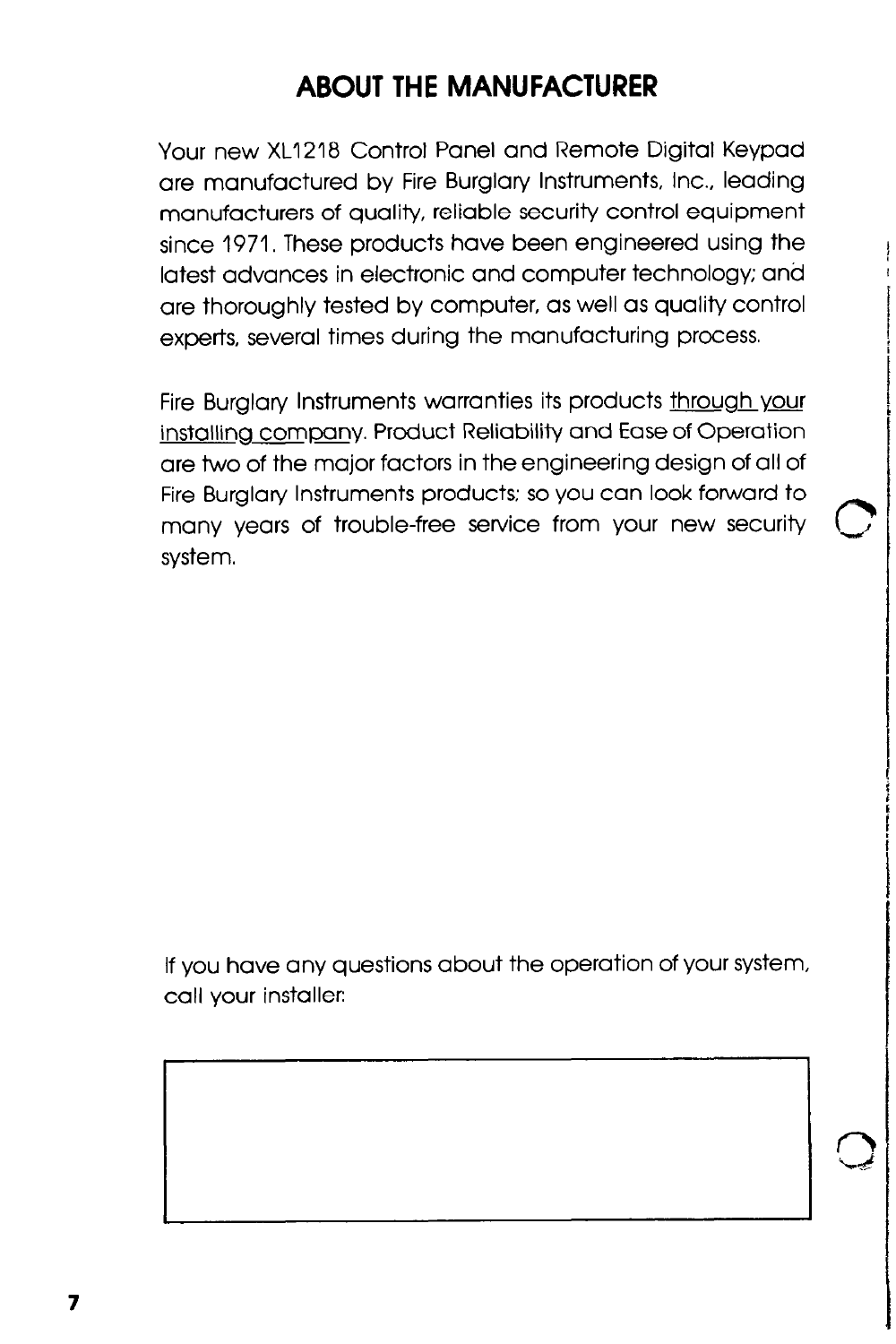## ABOUT THE MANUFACTURER

Your new XL1218 Control Panel and Remote Digital Keypad are manufactured by Fire Burglary Instruments, Inc., leading manufacturers of quality, reliable security control equipment since 1971. These products have been engineered using the latest advances in electronic and computer technology; and are thoroughly tested by computer, as well as quality control experts, several times during the manufacturing process.

Fire Burglary Instruments warranties its products through your installing company. Product Reliability and Ease of Operation are two of the major factors in the engineering design of all of Fire Burglary Instruments products; so you can look forward to many years of trouble-free service from your new security system.

If you have any questions about the operation of your system, call your installer: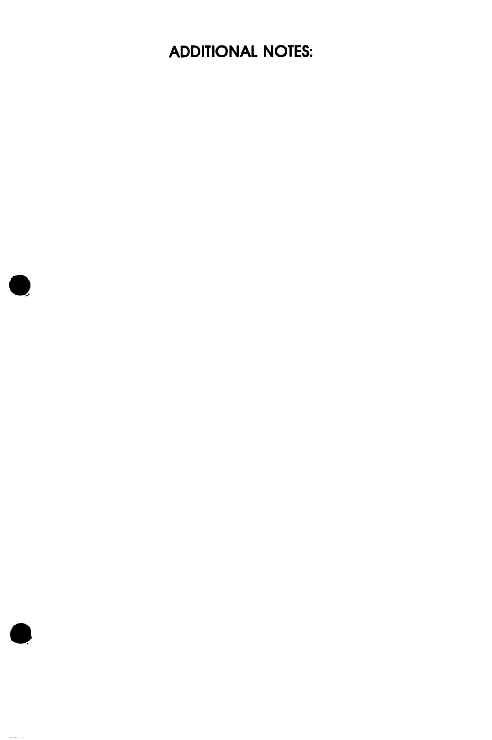# ADDITIONAL NOTES: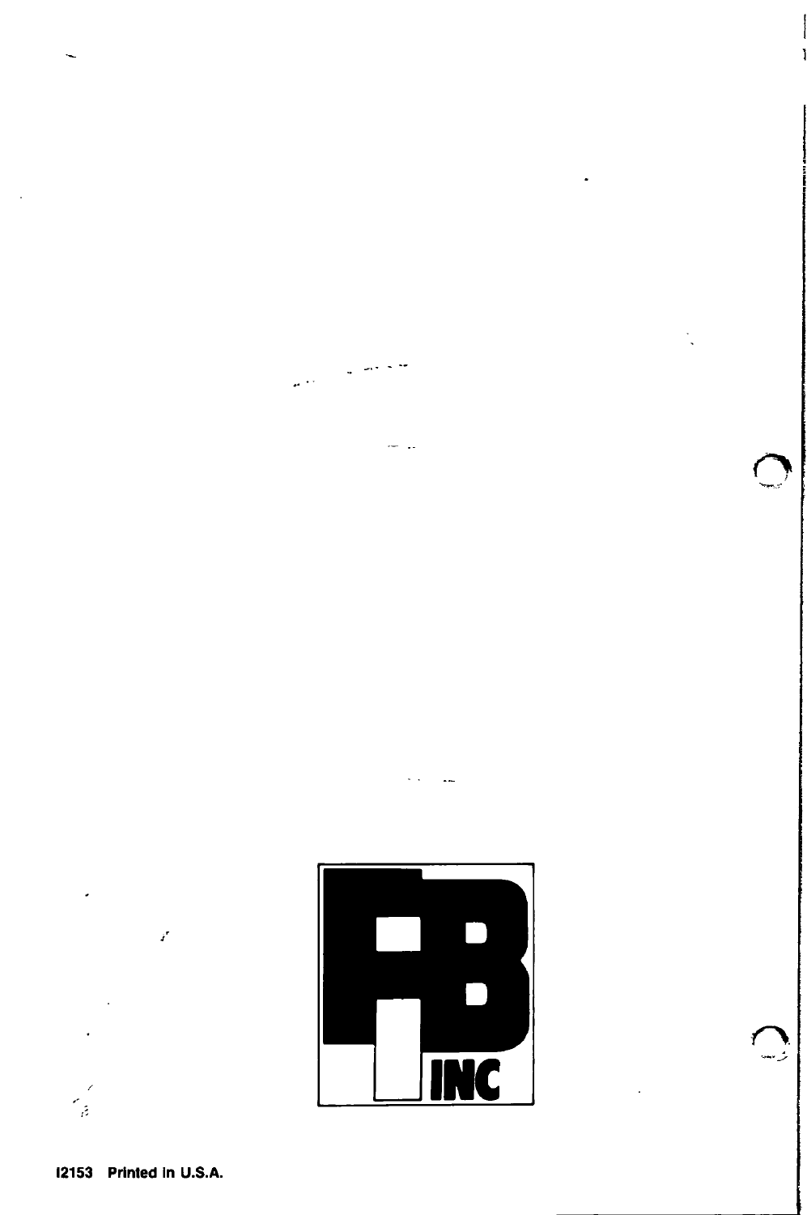INC

12153 Printed in U.S.A.